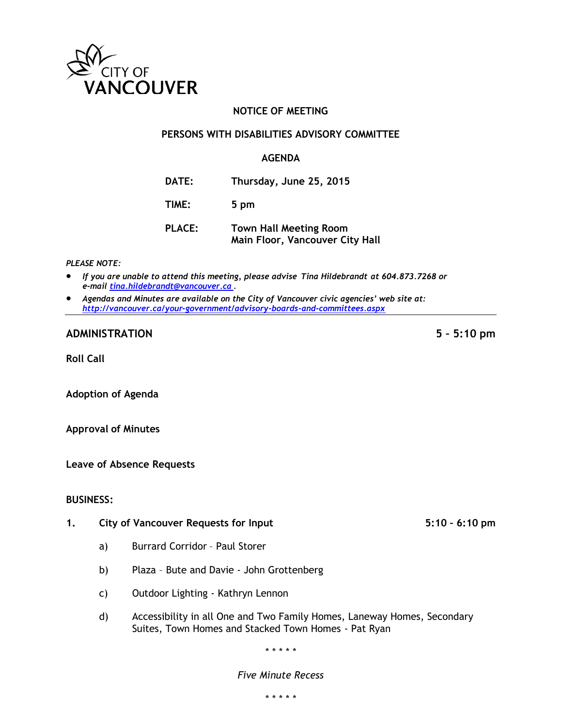CITY OF VANCOUVER

# NOTICE OF MEETING

## PERSONS WITH DISABILITIES ADVISORY COMMITTEE

## AGENDA

**DATE:** Thursday, June 25, 2015

**TIME:** 5 pm

**PLACE:** Town Hall Meeting Room
Main Floor, Vancouver City Hall

*PLEASE NOTE:*

- *If you are unable to attend this meeting, please advise Tina Hildebrandt at 604.873.7268 or e-mail [tina.hildebrandt@vancouver.ca](mailto:tina.hildebrandt@vancouver.ca).*
- *Agendas and Minutes are available on the City of Vancouver civic agencies' web site at: [http://vancouver.ca/your-government/advisory-boards-and-committees.aspx](http://vancouver.ca/your-government/advisory-boards-and-committees.aspx)*

---

### ADMINISTRATION — 5 – 5:10 pm

**Roll Call**

**Adoption of Agenda**

**Approval of Minutes**

**Leave of Absence Requests**

### BUSINESS:

**1. City of Vancouver Requests for Input — 5:10 – 6:10 pm**

a) Burrard Corridor – Paul Storer

b) Plaza – Bute and Davie - John Grottenberg

c) Outdoor Lighting - Kathryn Lennon

d) Accessibility in all One and Two Family Homes, Laneway Homes, Secondary Suites, Town Homes and Stacked Town Homes - Pat Ryan

\* \* \* \* \*

*Five Minute Recess*

\* \* \* \* \*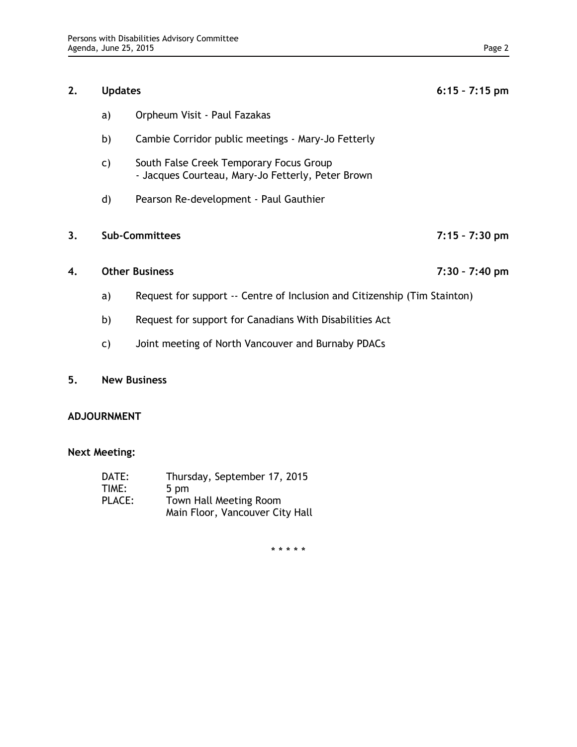**2. Updates** **6:15 – 7:15 pm**

a) Orpheum Visit - Paul Fazakas

b) Cambie Corridor public meetings - Mary-Jo Fetterly

c) South False Creek Temporary Focus Group
- Jacques Courteau, Mary-Jo Fetterly, Peter Brown

d) Pearson Re-development - Paul Gauthier

**3. Sub-Committees** **7:15 – 7:30 pm**

**4. Other Business** **7:30 – 7:40 pm**

a) Request for support -- Centre of Inclusion and Citizenship (Tim Stainton)

b) Request for support for Canadians With Disabilities Act

c) Joint meeting of North Vancouver and Burnaby PDACs

**5. New Business**

**ADJOURNMENT**

**Next Meeting:**

DATE: Thursday, September 17, 2015
TIME: 5 pm
PLACE: Town Hall Meeting Room
Main Floor, Vancouver City Hall

\* \* \* \* \*